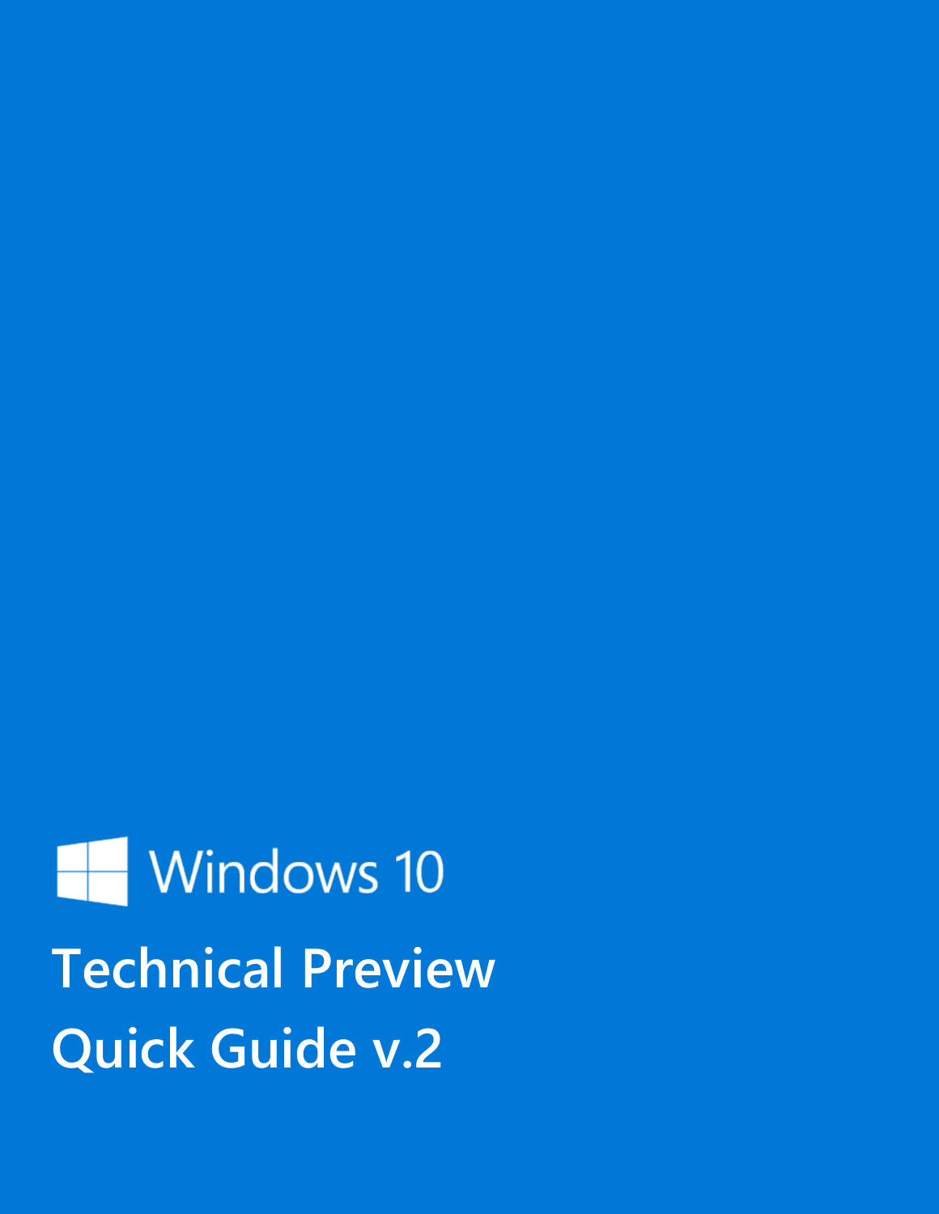# Windows 10

## Technical Preview

## Quick Guide v.2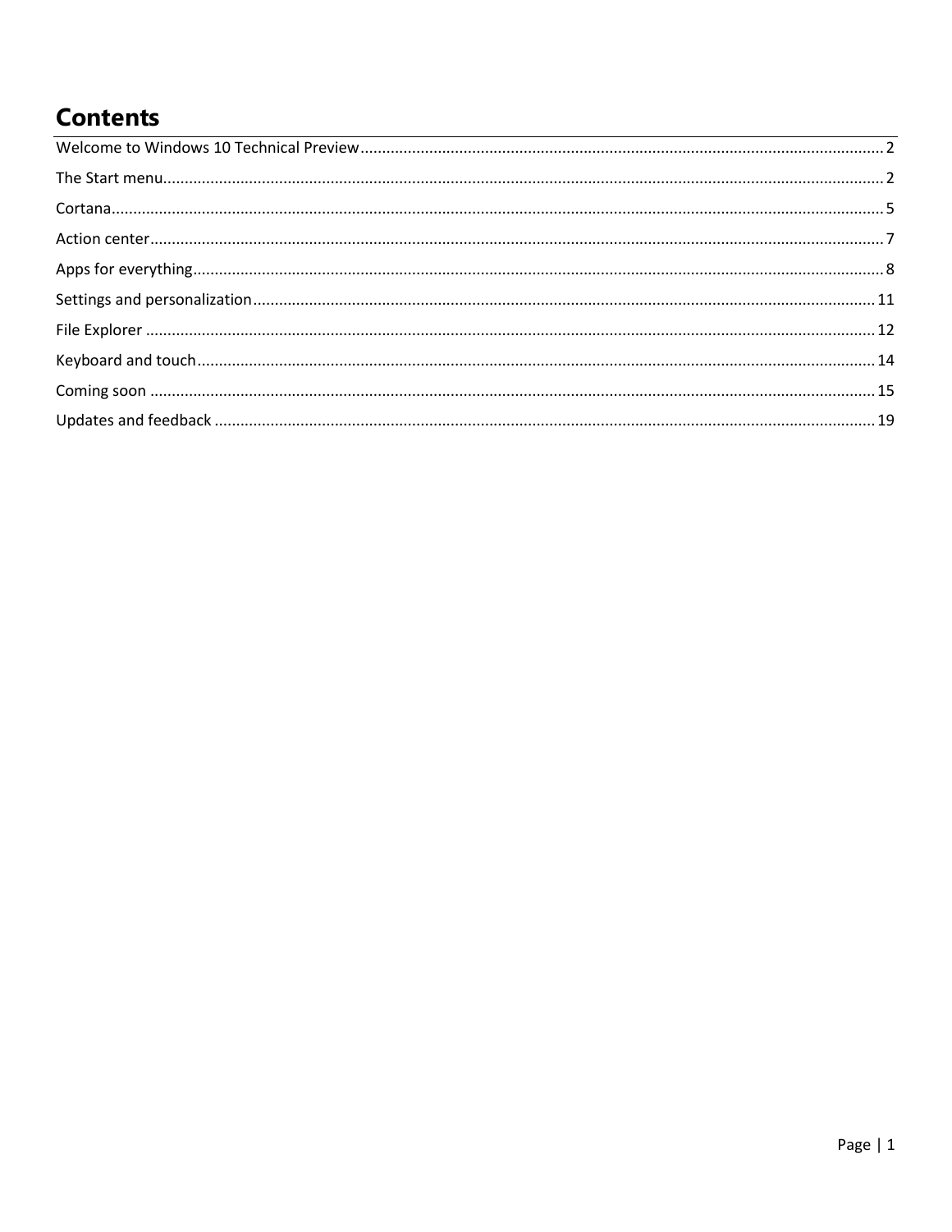# Contents

Welcome to Windows 10 Technical Preview ........ 2

The Start menu ........ 2

Cortana ........ 5

Action center ........ 7

Apps for everything ........ 8

Settings and personalization ........ 11

File Explorer ........ 12

Keyboard and touch ........ 14

Coming soon ........ 15

Updates and feedback ........ 19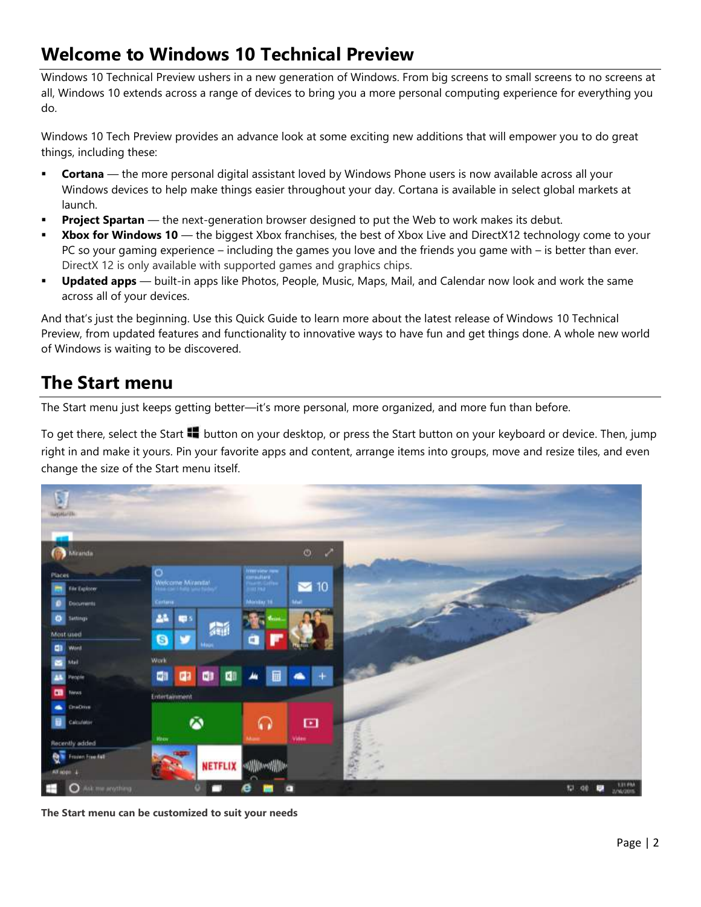## Welcome to Windows 10 Technical Preview

Windows 10 Technical Preview ushers in a new generation of Windows. From big screens to small screens to no screens at all, Windows 10 extends across a range of devices to bring you a more personal computing experience for everything you do.

Windows 10 Tech Preview provides an advance look at some exciting new additions that will empower you to do great things, including these:

- **Cortana** — the more personal digital assistant loved by Windows Phone users is now available across all your Windows devices to help make things easier throughout your day. Cortana is available in select global markets at launch.
- **Project Spartan** — the next-generation browser designed to put the Web to work makes its debut.
- **Xbox for Windows 10** — the biggest Xbox franchises, the best of Xbox Live and DirectX12 technology come to your PC so your gaming experience – including the games you love and the friends you game with – is better than ever. DirectX 12 is only available with supported games and graphics chips.
- **Updated apps** — built-in apps like Photos, People, Music, Maps, Mail, and Calendar now look and work the same across all of your devices.

And that's just the beginning. Use this Quick Guide to learn more about the latest release of Windows 10 Technical Preview, from updated features and functionality to innovative ways to have fun and get things done. A whole new world of Windows is waiting to be discovered.

## The Start menu

The Start menu just keeps getting better—it's more personal, more organized, and more fun than before.

To get there, select the Start button on your desktop, or press the Start button on your keyboard or device. Then, jump right in and make it yours. Pin your favorite apps and content, arrange items into groups, move and resize tiles, and even change the size of the Start menu itself.

**The Start menu can be customized to suit your needs**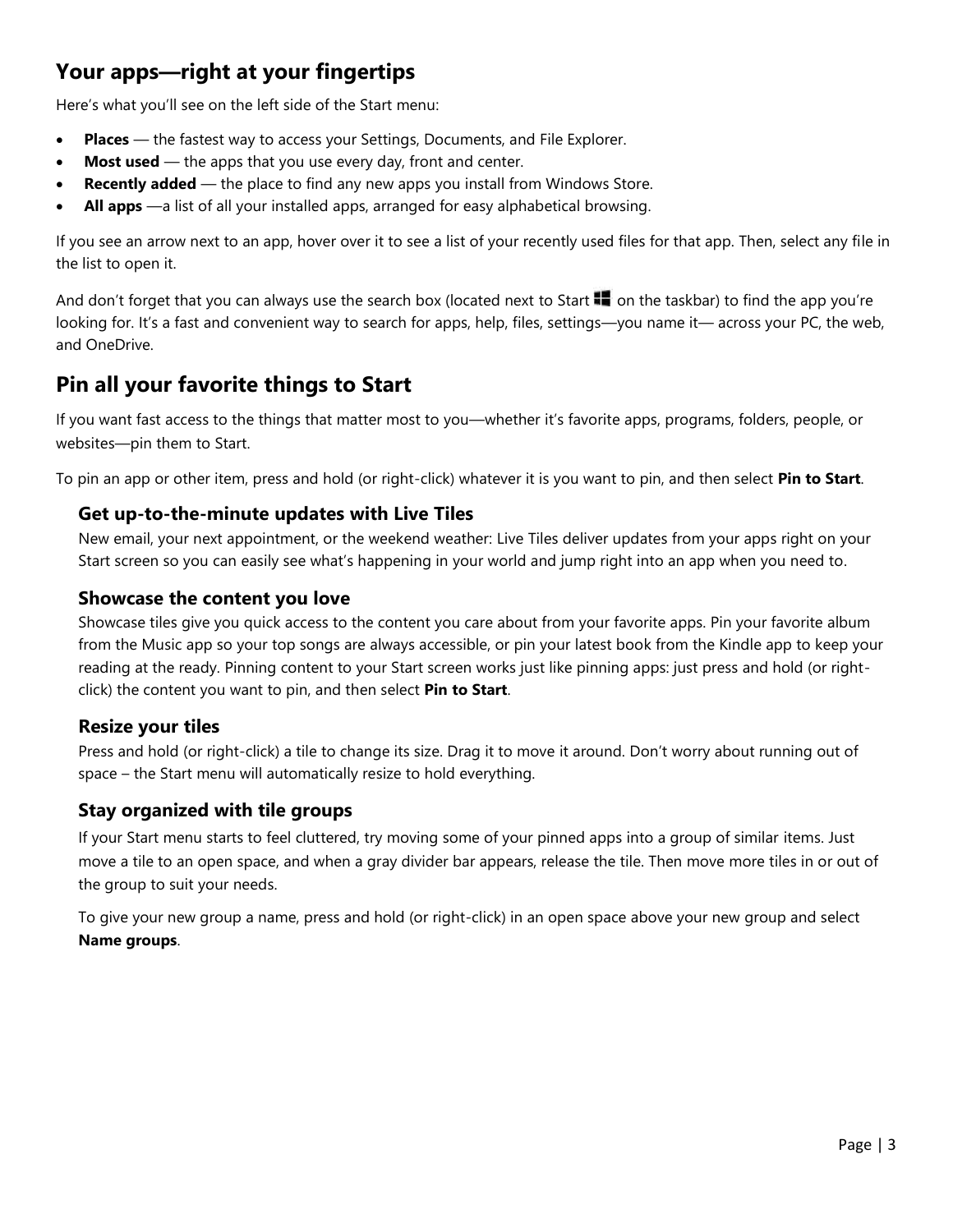## Your apps—right at your fingertips

Here's what you'll see on the left side of the Start menu:

- **Places** — the fastest way to access your Settings, Documents, and File Explorer.
- **Most used** — the apps that you use every day, front and center.
- **Recently added** — the place to find any new apps you install from Windows Store.
- **All apps** —a list of all your installed apps, arranged for easy alphabetical browsing.

If you see an arrow next to an app, hover over it to see a list of your recently used files for that app. Then, select any file in the list to open it.

And don't forget that you can always use the search box (located next to Start on the taskbar) to find the app you're looking for. It's a fast and convenient way to search for apps, help, files, settings—you name it— across your PC, the web, and OneDrive.

## Pin all your favorite things to Start

If you want fast access to the things that matter most to you—whether it's favorite apps, programs, folders, people, or websites—pin them to Start.

To pin an app or other item, press and hold (or right-click) whatever it is you want to pin, and then select **Pin to Start**.

### Get up-to-the-minute updates with Live Tiles

New email, your next appointment, or the weekend weather: Live Tiles deliver updates from your apps right on your Start screen so you can easily see what's happening in your world and jump right into an app when you need to.

### Showcase the content you love

Showcase tiles give you quick access to the content you care about from your favorite apps. Pin your favorite album from the Music app so your top songs are always accessible, or pin your latest book from the Kindle app to keep your reading at the ready. Pinning content to your Start screen works just like pinning apps: just press and hold (or right-click) the content you want to pin, and then select **Pin to Start**.

### Resize your tiles

Press and hold (or right-click) a tile to change its size. Drag it to move it around. Don't worry about running out of space – the Start menu will automatically resize to hold everything.

### Stay organized with tile groups

If your Start menu starts to feel cluttered, try moving some of your pinned apps into a group of similar items. Just move a tile to an open space, and when a gray divider bar appears, release the tile. Then move more tiles in or out of the group to suit your needs.

To give your new group a name, press and hold (or right-click) in an open space above your new group and select **Name groups**.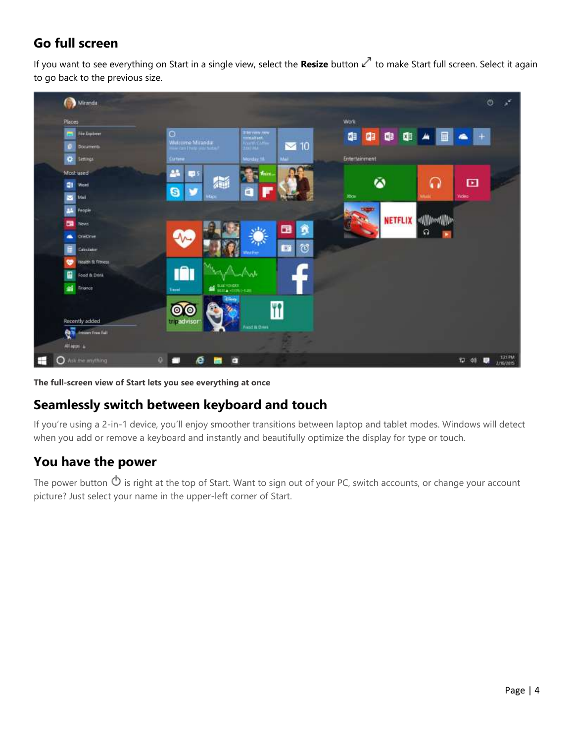## Go full screen

If you want to see everything on Start in a single view, select the **Resize** button ⤢ to make Start full screen. Select it again to go back to the previous size.

**The full-screen view of Start lets you see everything at once**

## Seamlessly switch between keyboard and touch

If you're using a 2-in-1 device, you'll enjoy smoother transitions between laptop and tablet modes. Windows will detect when you add or remove a keyboard and instantly and beautifully optimize the display for type or touch.

## You have the power

The power button ⏻ is right at the top of Start. Want to sign out of your PC, switch accounts, or change your account picture? Just select your name in the upper-left corner of Start.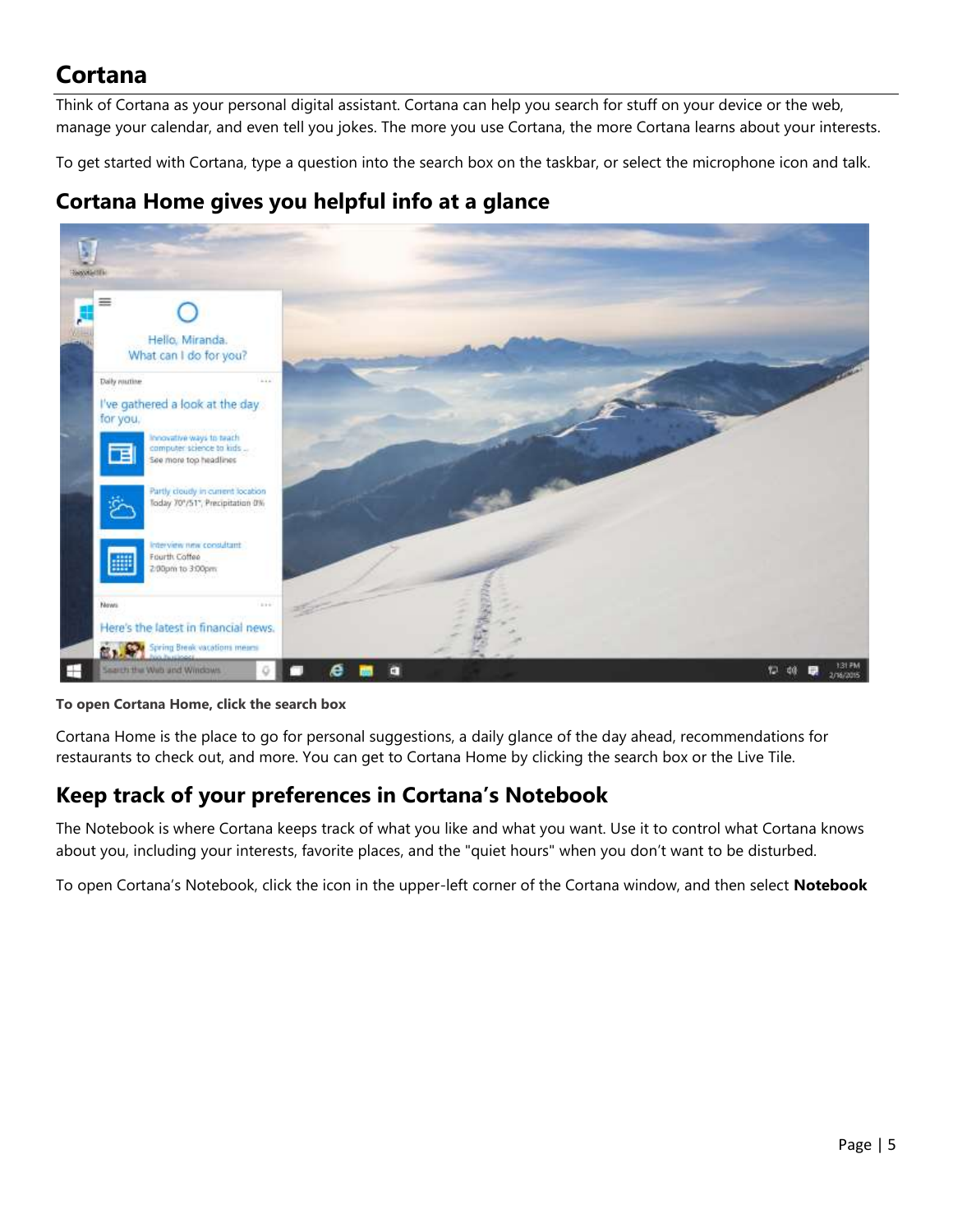## Cortana

Think of Cortana as your personal digital assistant. Cortana can help you search for stuff on your device or the web, manage your calendar, and even tell you jokes. The more you use Cortana, the more Cortana learns about your interests.

To get started with Cortana, type a question into the search box on the taskbar, or select the microphone icon and talk.

### Cortana Home gives you helpful info at a glance

**To open Cortana Home, click the search box**

Cortana Home is the place to go for personal suggestions, a daily glance of the day ahead, recommendations for restaurants to check out, and more. You can get to Cortana Home by clicking the search box or the Live Tile.

### Keep track of your preferences in Cortana's Notebook

The Notebook is where Cortana keeps track of what you like and what you want. Use it to control what Cortana knows about you, including your interests, favorite places, and the "quiet hours" when you don't want to be disturbed.

To open Cortana's Notebook, click the icon in the upper-left corner of the Cortana window, and then select **Notebook**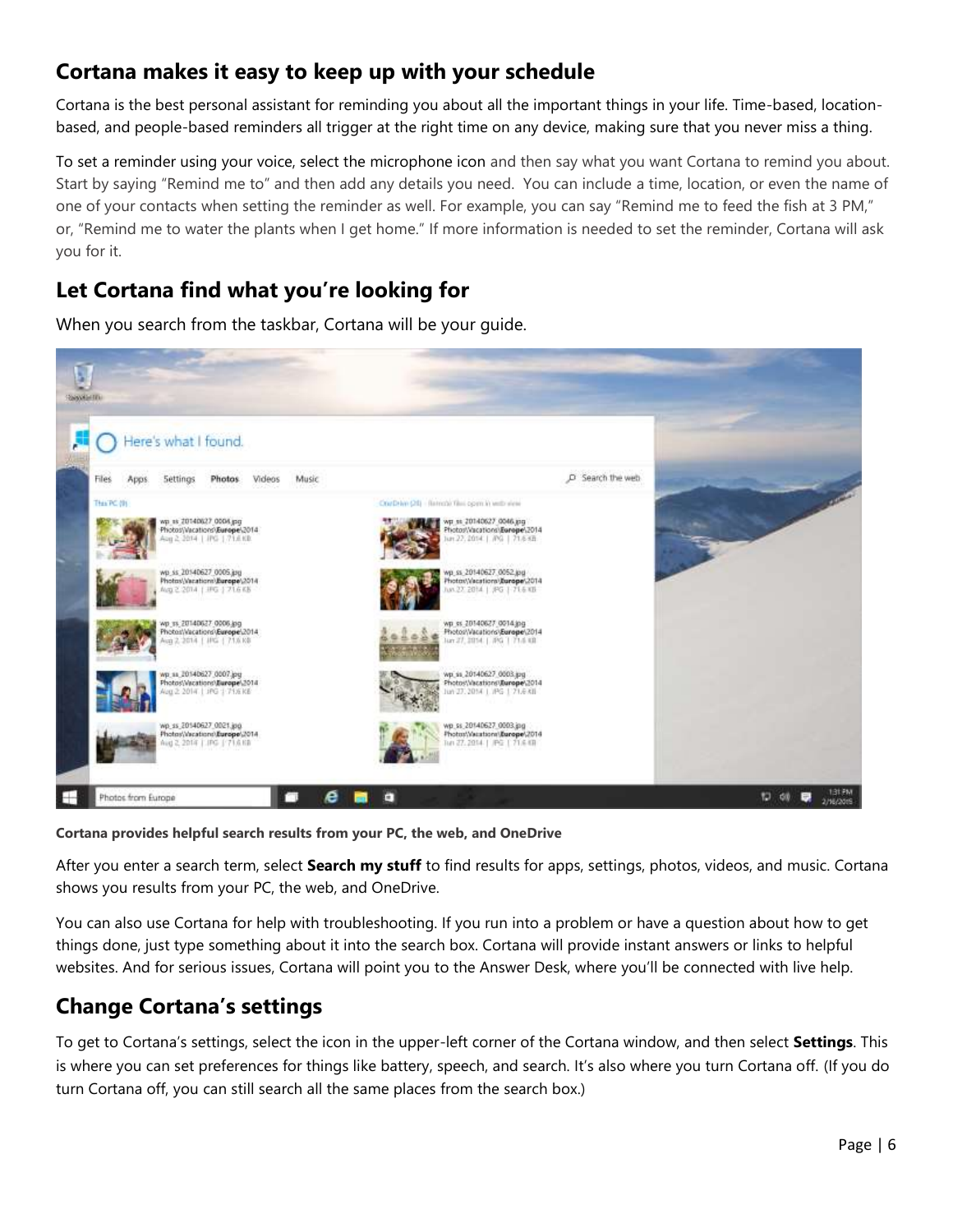## Cortana makes it easy to keep up with your schedule

Cortana is the best personal assistant for reminding you about all the important things in your life. Time-based, location-based, and people-based reminders all trigger at the right time on any device, making sure that you never miss a thing.

To set a reminder using your voice, select the microphone icon and then say what you want Cortana to remind you about. Start by saying "Remind me to" and then add any details you need. You can include a time, location, or even the name of one of your contacts when setting the reminder as well. For example, you can say "Remind me to feed the fish at 3 PM," or, "Remind me to water the plants when I get home." If more information is needed to set the reminder, Cortana will ask you for it.

## Let Cortana find what you're looking for

When you search from the taskbar, Cortana will be your guide.

**Cortana provides helpful search results from your PC, the web, and OneDrive**

After you enter a search term, select **Search my stuff** to find results for apps, settings, photos, videos, and music. Cortana shows you results from your PC, the web, and OneDrive.

You can also use Cortana for help with troubleshooting. If you run into a problem or have a question about how to get things done, just type something about it into the search box. Cortana will provide instant answers or links to helpful websites. And for serious issues, Cortana will point you to the Answer Desk, where you'll be connected with live help.

## Change Cortana's settings

To get to Cortana's settings, select the icon in the upper-left corner of the Cortana window, and then select **Settings**. This is where you can set preferences for things like battery, speech, and search. It's also where you turn Cortana off. (If you do turn Cortana off, you can still search all the same places from the search box.)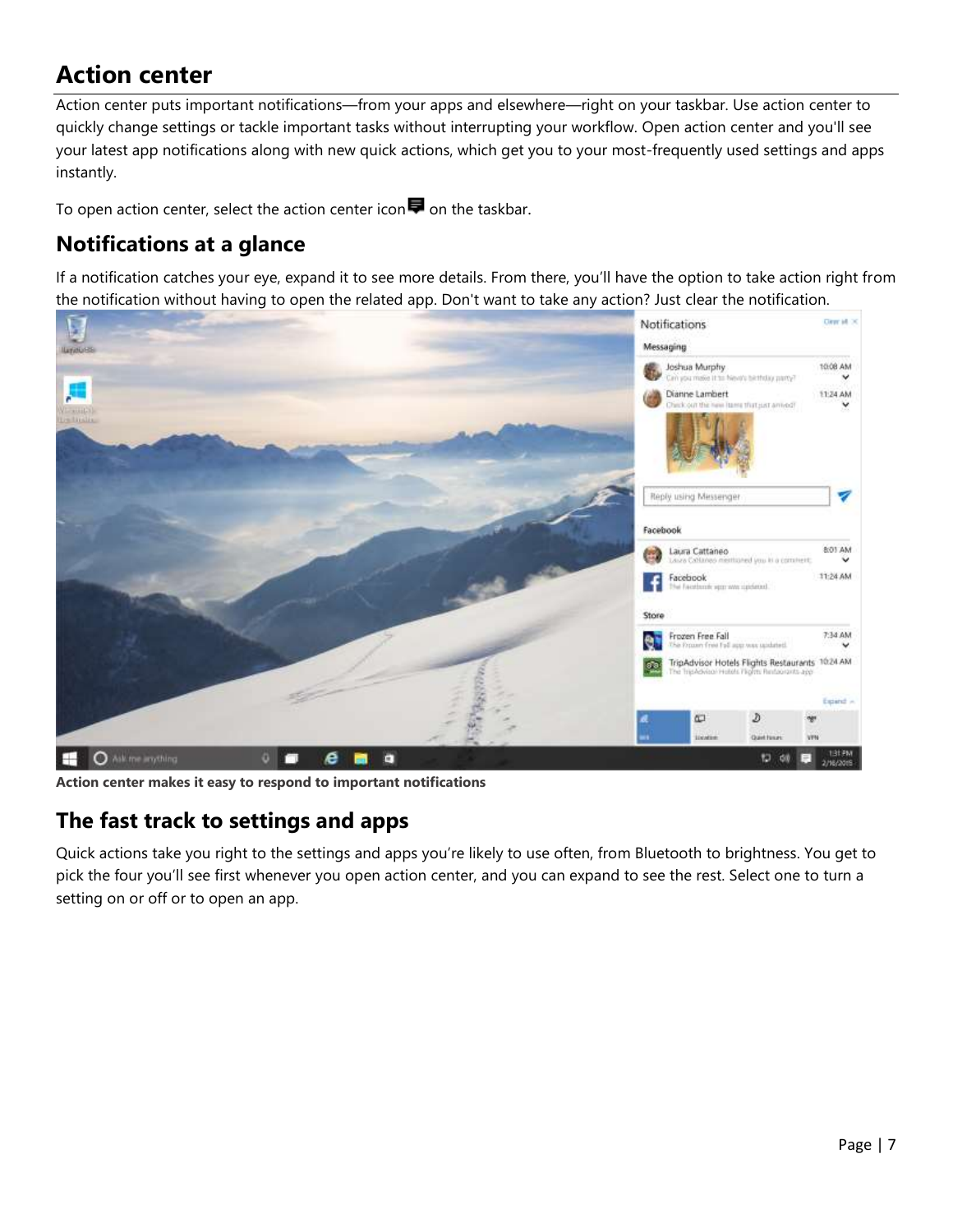# Action center

Action center puts important notifications—from your apps and elsewhere—right on your taskbar. Use action center to quickly change settings or tackle important tasks without interrupting your workflow. Open action center and you'll see your latest app notifications along with new quick actions, which get you to your most-frequently used settings and apps instantly.

To open action center, select the action center icon on the taskbar.

## Notifications at a glance

If a notification catches your eye, expand it to see more details. From there, you'll have the option to take action right from the notification without having to open the related app. Don't want to take any action? Just clear the notification.

**Action center makes it easy to respond to important notifications**

## The fast track to settings and apps

Quick actions take you right to the settings and apps you're likely to use often, from Bluetooth to brightness. You get to pick the four you'll see first whenever you open action center, and you can expand to see the rest. Select one to turn a setting on or off or to open an app.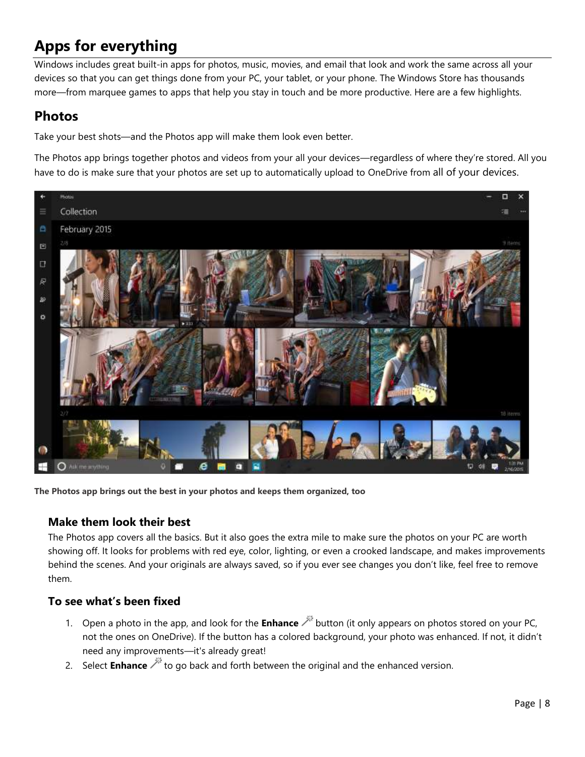# Apps for everything

Windows includes great built-in apps for photos, music, movies, and email that look and work the same across all your devices so that you can get things done from your PC, your tablet, or your phone. The Windows Store has thousands more—from marquee games to apps that help you stay in touch and be more productive. Here are a few highlights.

## Photos

Take your best shots—and the Photos app will make them look even better.

The Photos app brings together photos and videos from your all your devices—regardless of where they're stored. All you have to do is make sure that your photos are set up to automatically upload to OneDrive from all of your devices.

**The Photos app brings out the best in your photos and keeps them organized, too**

### Make them look their best

The Photos app covers all the basics. But it also goes the extra mile to make sure the photos on your PC are worth showing off. It looks for problems with red eye, color, lighting, or even a crooked landscape, and makes improvements behind the scenes. And your originals are always saved, so if you ever see changes you don't like, feel free to remove them.

### To see what's been fixed

1. Open a photo in the app, and look for the **Enhance** button (it only appears on photos stored on your PC, not the ones on OneDrive). If the button has a colored background, your photo was enhanced. If not, it didn't need any improvements—it's already great!
2. Select **Enhance** to go back and forth between the original and the enhanced version.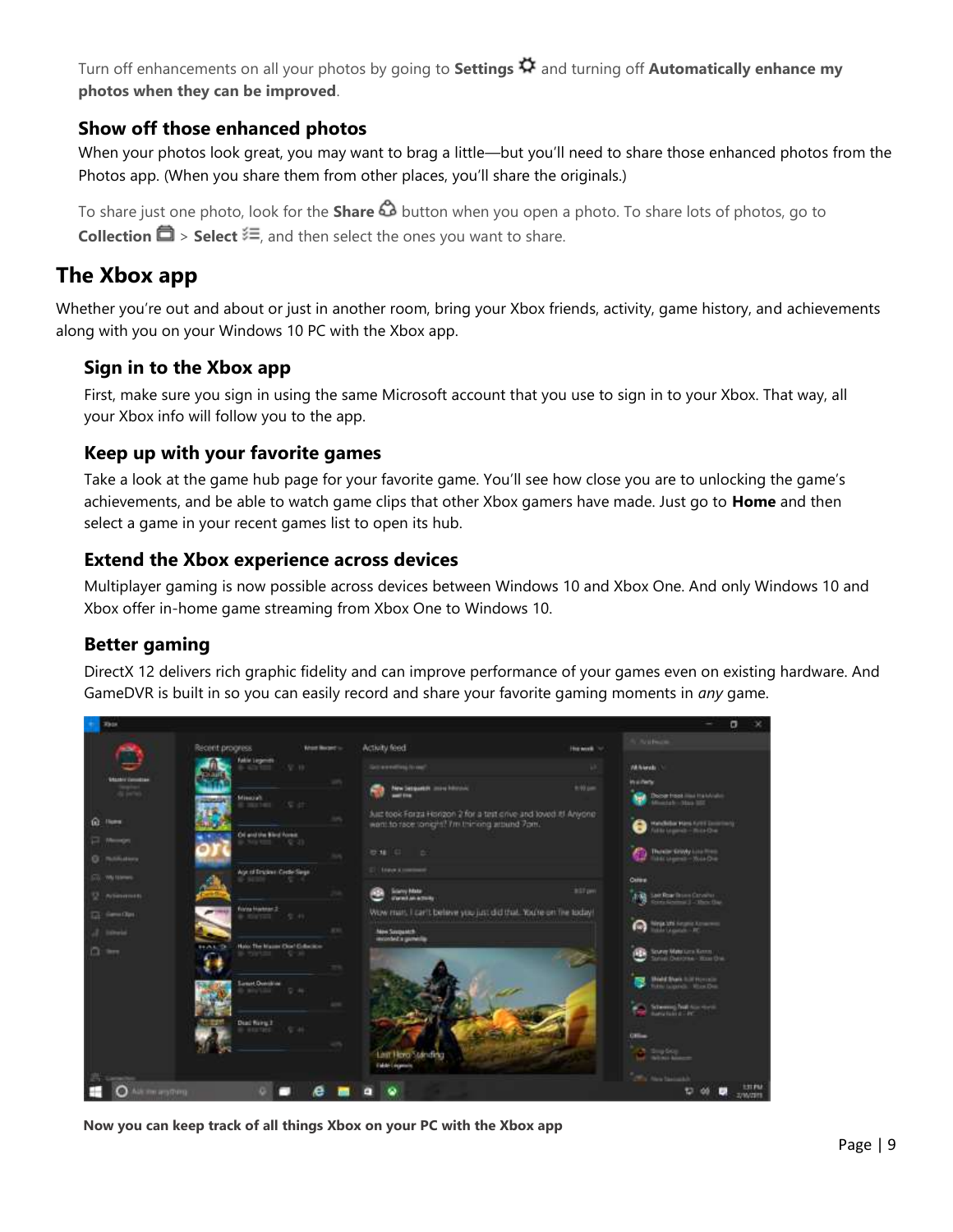Turn off enhancements on all your photos by going to **Settings** and turning off **Automatically enhance my photos when they can be improved**.

### Show off those enhanced photos

When your photos look great, you may want to brag a little—but you'll need to share those enhanced photos from the Photos app. (When you share them from other places, you'll share the originals.)

To share just one photo, look for the **Share** button when you open a photo. To share lots of photos, go to **Collection** > **Select**, and then select the ones you want to share.

## The Xbox app

Whether you're out and about or just in another room, bring your Xbox friends, activity, game history, and achievements along with you on your Windows 10 PC with the Xbox app.

### Sign in to the Xbox app

First, make sure you sign in using the same Microsoft account that you use to sign in to your Xbox. That way, all your Xbox info will follow you to the app.

### Keep up with your favorite games

Take a look at the game hub page for your favorite game. You'll see how close you are to unlocking the game's achievements, and be able to watch game clips that other Xbox gamers have made. Just go to **Home** and then select a game in your recent games list to open its hub.

### Extend the Xbox experience across devices

Multiplayer gaming is now possible across devices between Windows 10 and Xbox One. And only Windows 10 and Xbox offer in-home game streaming from Xbox One to Windows 10.

### Better gaming

DirectX 12 delivers rich graphic fidelity and can improve performance of your games even on existing hardware. And GameDVR is built in so you can easily record and share your favorite gaming moments in *any* game.

**Now you can keep track of all things Xbox on your PC with the Xbox app**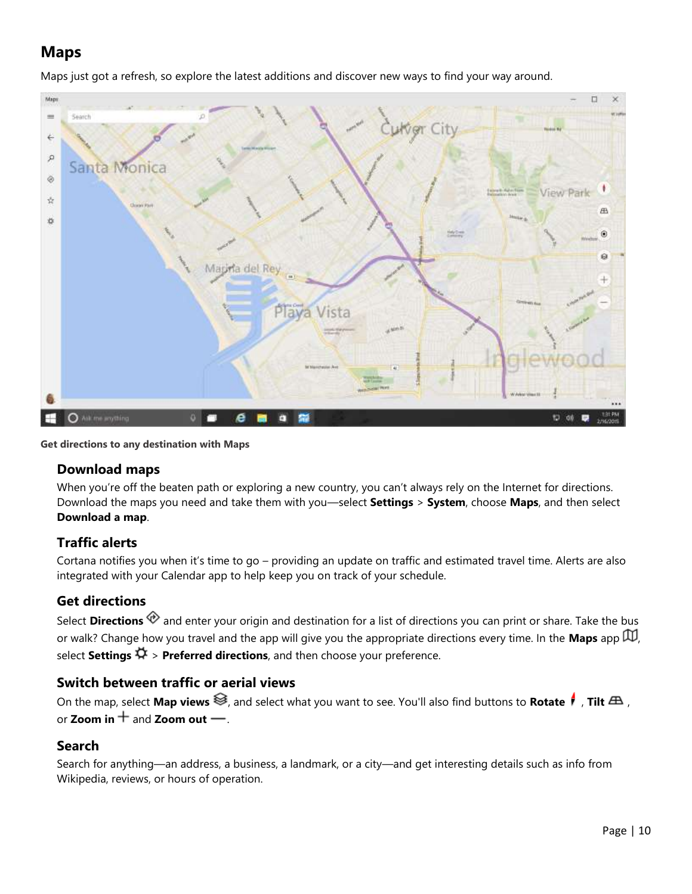# Maps

Maps just got a refresh, so explore the latest additions and discover new ways to find your way around.

**Get directions to any destination with Maps**

## Download maps

When you're off the beaten path or exploring a new country, you can't always rely on the Internet for directions. Download the maps you need and take them with you—select **Settings** > **System**, choose **Maps**, and then select **Download a map**.

## Traffic alerts

Cortana notifies you when it's time to go – providing an update on traffic and estimated travel time. Alerts are also integrated with your Calendar app to help keep you on track of your schedule.

## Get directions

Select **Directions** and enter your origin and destination for a list of directions you can print or share. Take the bus or walk? Change how you travel and the app will give you the appropriate directions every time. In the **Maps** app, select **Settings** > **Preferred directions**, and then choose your preference.

## Switch between traffic or aerial views

On the map, select **Map views**, and select what you want to see. You'll also find buttons to **Rotate**, **Tilt**, or **Zoom in** and **Zoom out**.

## Search

Search for anything—an address, a business, a landmark, or a city—and get interesting details such as info from Wikipedia, reviews, or hours of operation.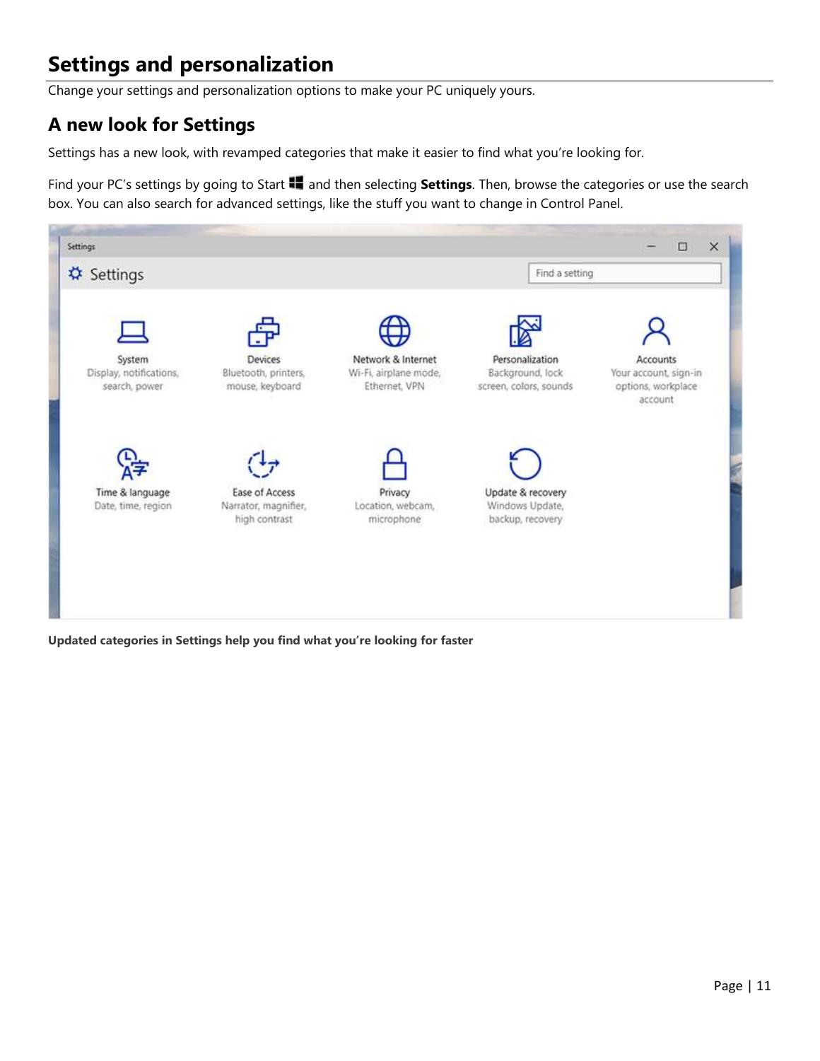# Settings and personalization

Change your settings and personalization options to make your PC uniquely yours.

## A new look for Settings

Settings has a new look, with revamped categories that make it easier to find what you're looking for.

Find your PC's settings by going to Start and then selecting **Settings**. Then, browse the categories or use the search box. You can also search for advanced settings, like the stuff you want to change in Control Panel.

**Updated categories in Settings help you find what you're looking for faster**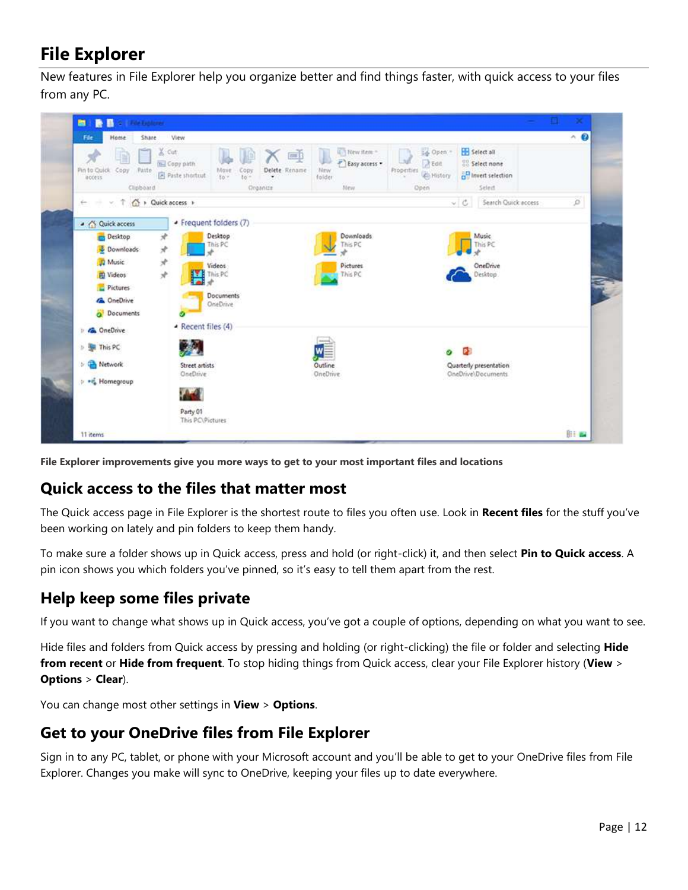# File Explorer

New features in File Explorer help you organize better and find things faster, with quick access to your files from any PC.

**File Explorer improvements give you more ways to get to your most important files and locations**

## Quick access to the files that matter most

The Quick access page in File Explorer is the shortest route to files you often use. Look in **Recent files** for the stuff you've been working on lately and pin folders to keep them handy.

To make sure a folder shows up in Quick access, press and hold (or right-click) it, and then select **Pin to Quick access**. A pin icon shows you which folders you've pinned, so it's easy to tell them apart from the rest.

## Help keep some files private

If you want to change what shows up in Quick access, you've got a couple of options, depending on what you want to see.

Hide files and folders from Quick access by pressing and holding (or right-clicking) the file or folder and selecting **Hide from recent** or **Hide from frequent**. To stop hiding things from Quick access, clear your File Explorer history (**View** > **Options** > **Clear**).

You can change most other settings in **View** > **Options**.

## Get to your OneDrive files from File Explorer

Sign in to any PC, tablet, or phone with your Microsoft account and you'll be able to get to your OneDrive files from File Explorer. Changes you make will sync to OneDrive, keeping your files up to date everywhere.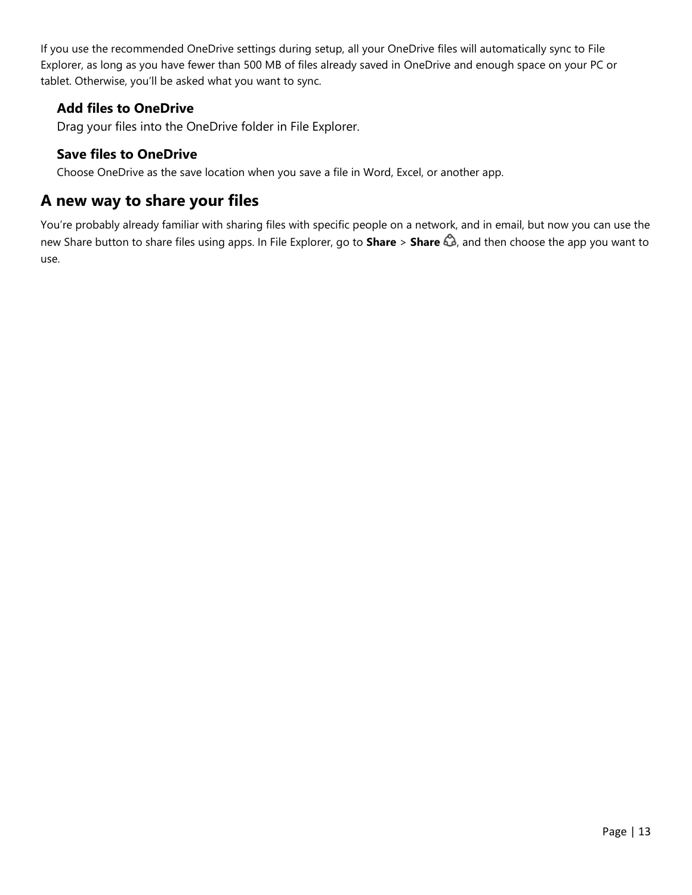If you use the recommended OneDrive settings during setup, all your OneDrive files will automatically sync to File Explorer, as long as you have fewer than 500 MB of files already saved in OneDrive and enough space on your PC or tablet. Otherwise, you'll be asked what you want to sync.

### Add files to OneDrive

Drag your files into the OneDrive folder in File Explorer.

### Save files to OneDrive

Choose OneDrive as the save location when you save a file in Word, Excel, or another app.

## A new way to share your files

You're probably already familiar with sharing files with specific people on a network, and in email, but now you can use the new Share button to share files using apps. In File Explorer, go to **Share** > **Share**, and then choose the app you want to use.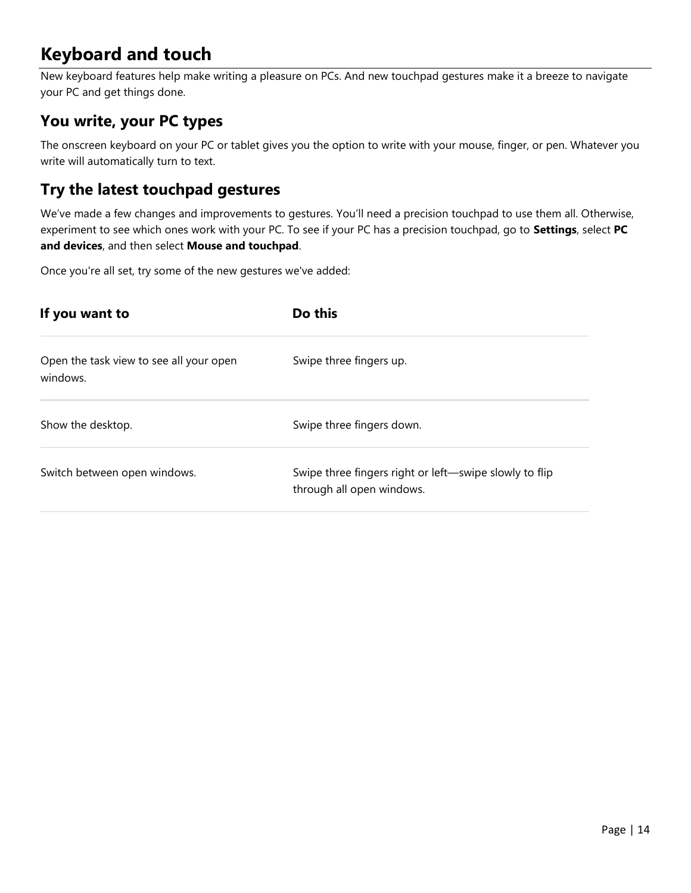# Keyboard and touch

New keyboard features help make writing a pleasure on PCs. And new touchpad gestures make it a breeze to navigate your PC and get things done.

## You write, your PC types

The onscreen keyboard on your PC or tablet gives you the option to write with your mouse, finger, or pen. Whatever you write will automatically turn to text.

## Try the latest touchpad gestures

We've made a few changes and improvements to gestures. You'll need a precision touchpad to use them all. Otherwise, experiment to see which ones work with your PC. To see if your PC has a precision touchpad, go to **Settings**, select **PC and devices**, and then select **Mouse and touchpad**.

Once you're all set, try some of the new gestures we've added:

| If you want to | Do this |
|---|---|
| Open the task view to see all your open windows. | Swipe three fingers up. |
| Show the desktop. | Swipe three fingers down. |
| Switch between open windows. | Swipe three fingers right or left—swipe slowly to flip through all open windows. |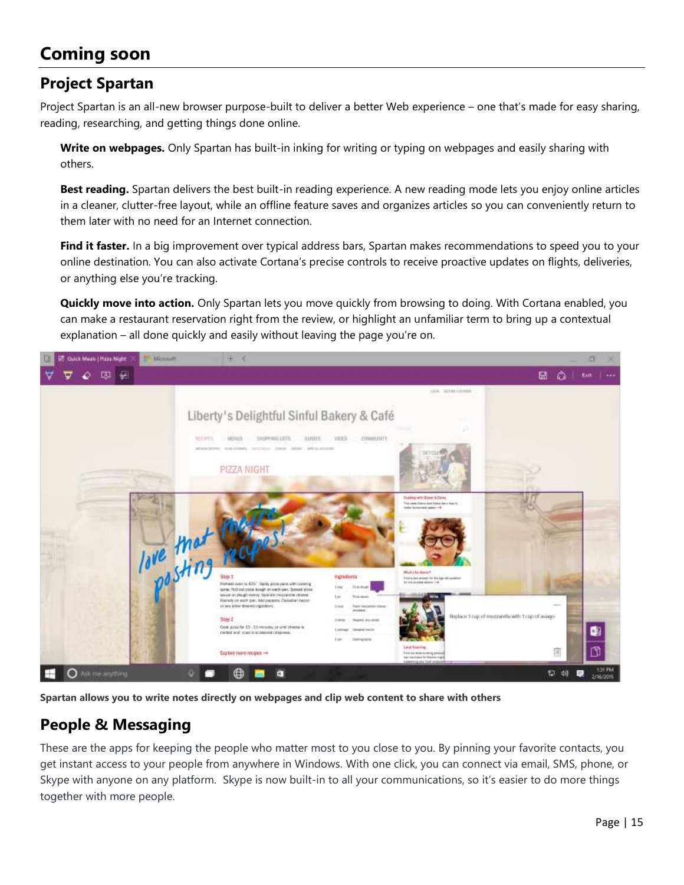# Coming soon

## Project Spartan

Project Spartan is an all-new browser purpose-built to deliver a better Web experience – one that's made for easy sharing, reading, researching, and getting things done online.

**Write on webpages.** Only Spartan has built-in inking for writing or typing on webpages and easily sharing with others.

**Best reading.** Spartan delivers the best built-in reading experience. A new reading mode lets you enjoy online articles in a cleaner, clutter-free layout, while an offline feature saves and organizes articles so you can conveniently return to them later with no need for an Internet connection.

**Find it faster.** In a big improvement over typical address bars, Spartan makes recommendations to speed you to your online destination. You can also activate Cortana's precise controls to receive proactive updates on flights, deliveries, or anything else you're tracking.

**Quickly move into action.** Only Spartan lets you move quickly from browsing to doing. With Cortana enabled, you can make a restaurant reservation right from the review, or highlight an unfamiliar term to bring up a contextual explanation – all done quickly and easily without leaving the page you're on.

**Spartan allows you to write notes directly on webpages and clip web content to share with others**

## People & Messaging

These are the apps for keeping the people who matter most to you close to you. By pinning your favorite contacts, you get instant access to your people from anywhere in Windows. With one click, you can connect via email, SMS, phone, or Skype with anyone on any platform. Skype is now built-in to all your communications, so it's easier to do more things together with more people.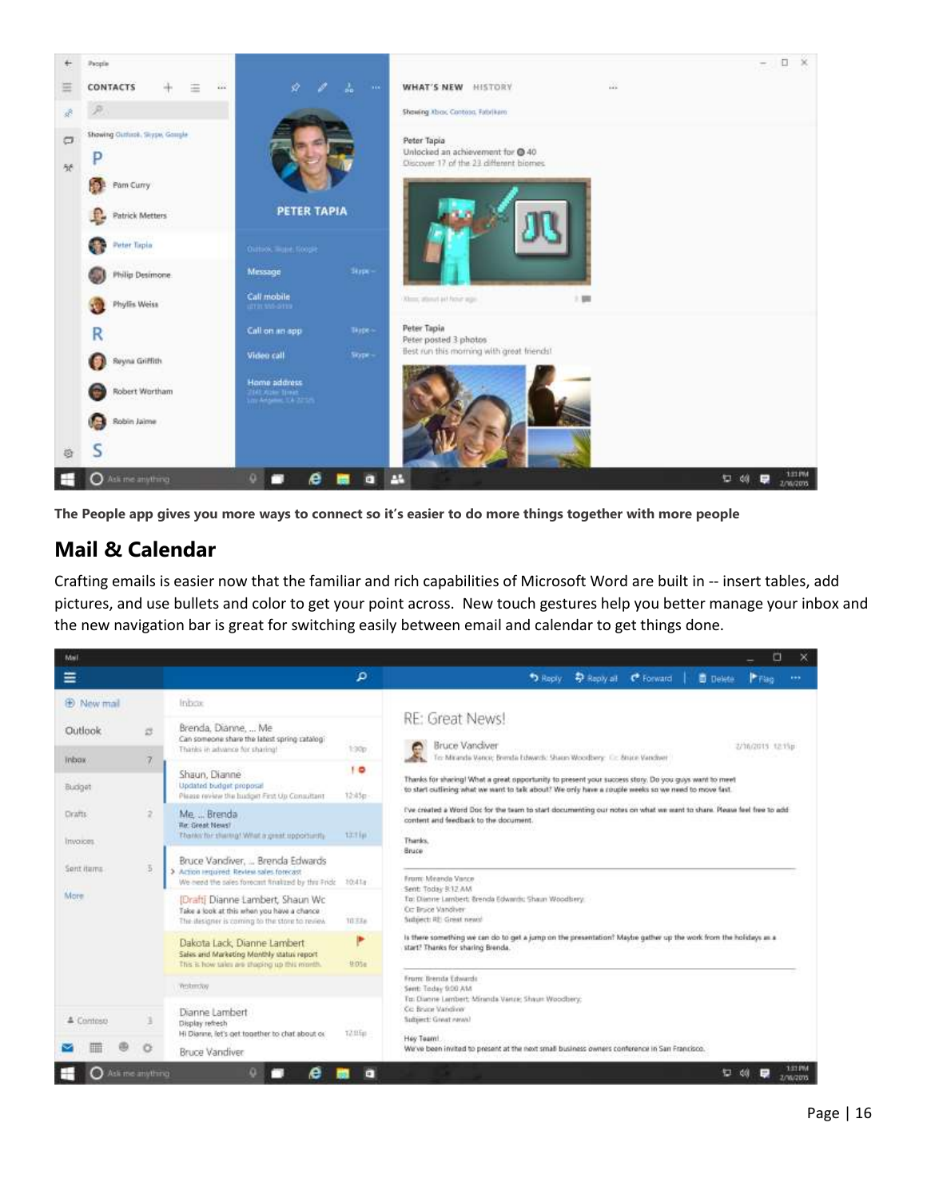**The People app gives you more ways to connect so it's easier to do more things together with more people**

## Mail & Calendar

Crafting emails is easier now that the familiar and rich capabilities of Microsoft Word are built in -- insert tables, add pictures, and use bullets and color to get your point across. New touch gestures help you better manage your inbox and the new navigation bar is great for switching easily between email and calendar to get things done.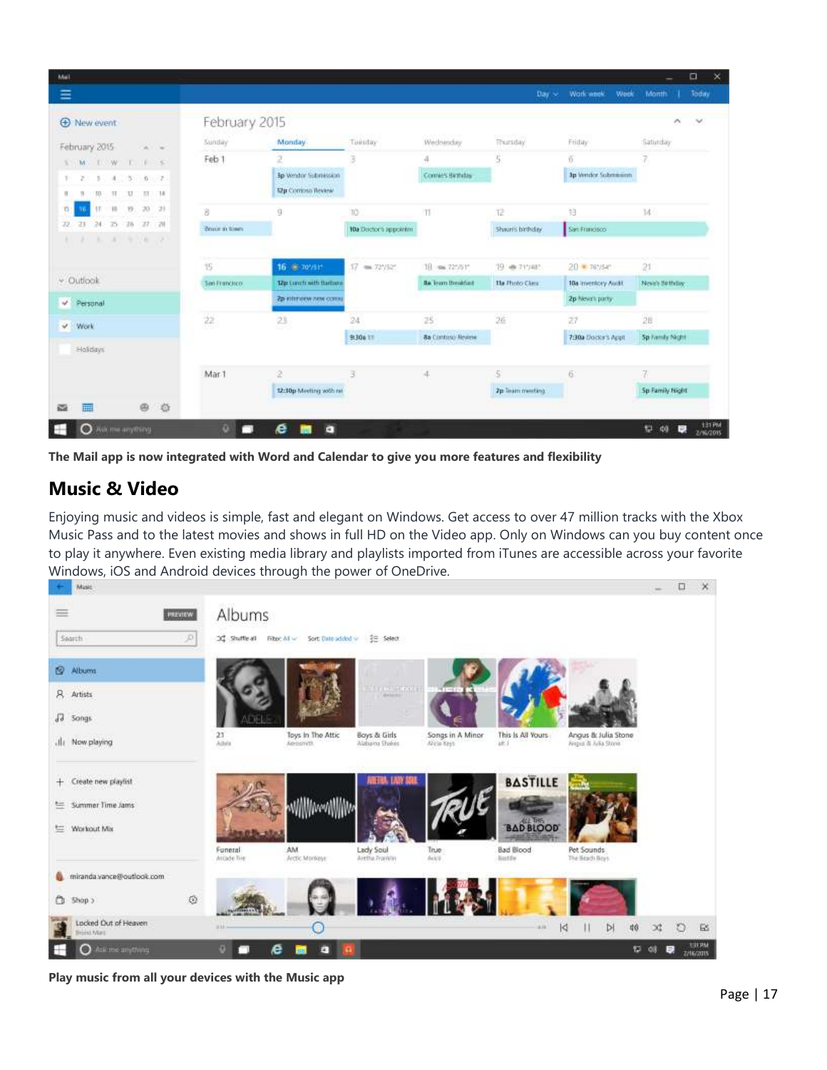**The Mail app is now integrated with Word and Calendar to give you more features and flexibility**

## Music & Video

Enjoying music and videos is simple, fast and elegant on Windows. Get access to over 47 million tracks with the Xbox Music Pass and to the latest movies and shows in full HD on the Video app. Only on Windows can you buy content once to play it anywhere. Even existing media library and playlists imported from iTunes are accessible across your favorite Windows, iOS and Android devices through the power of OneDrive.

**Play music from all your devices with the Music app**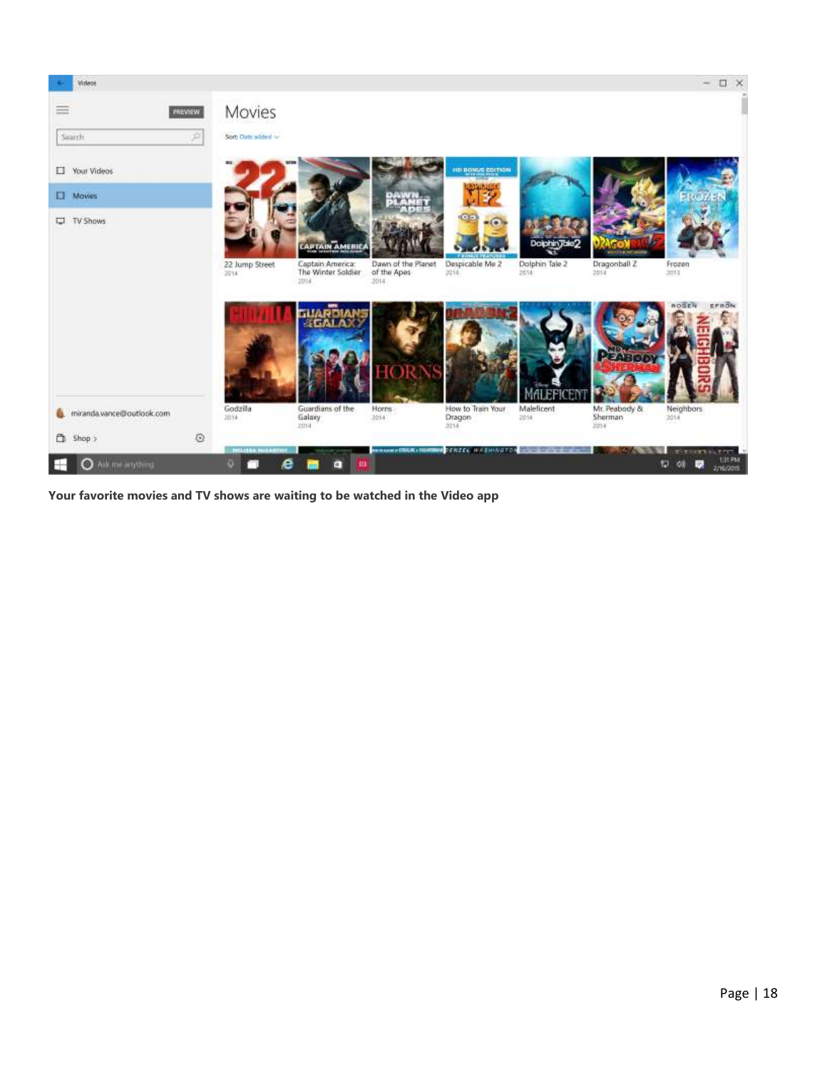**Your favorite movies and TV shows are waiting to be watched in the Video app**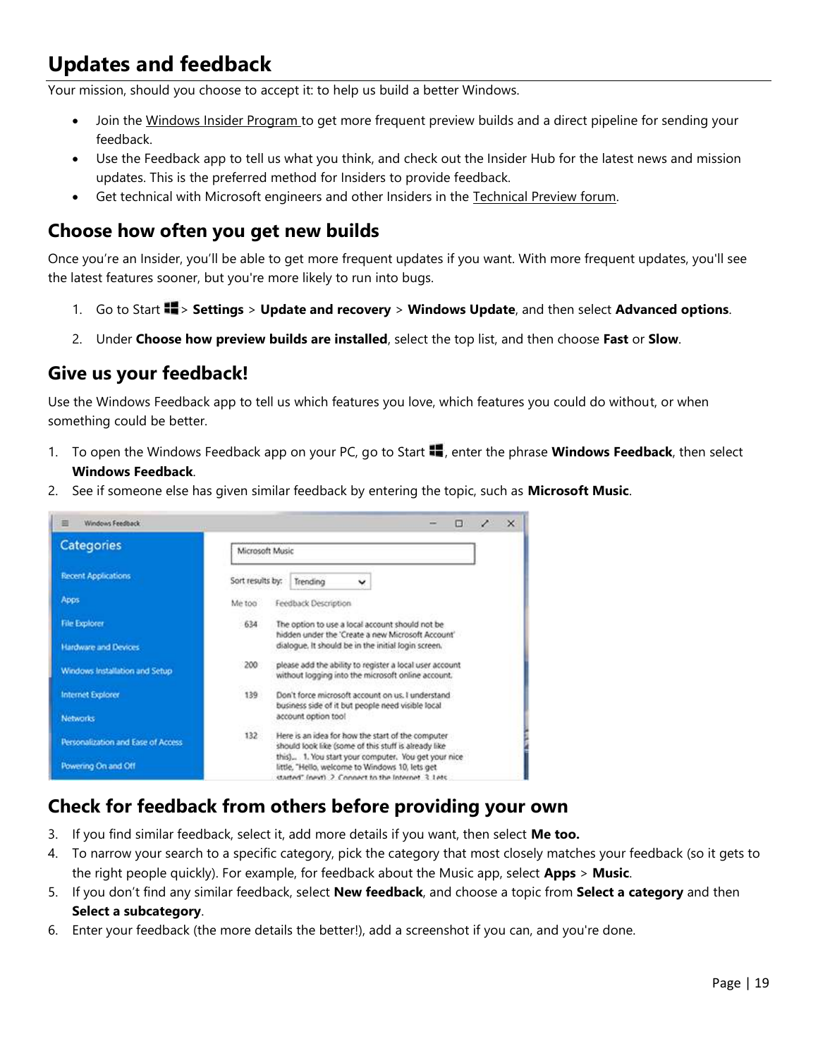## Updates and feedback

Your mission, should you choose to accept it: to help us build a better Windows.

- Join the Windows Insider Program to get more frequent preview builds and a direct pipeline for sending your feedback.
- Use the Feedback app to tell us what you think, and check out the Insider Hub for the latest news and mission updates. This is the preferred method for Insiders to provide feedback.
- Get technical with Microsoft engineers and other Insiders in the Technical Preview forum.

### Choose how often you get new builds

Once you're an Insider, you'll be able to get more frequent updates if you want. With more frequent updates, you'll see the latest features sooner, but you're more likely to run into bugs.

1. Go to Start > **Settings** > **Update and recovery** > **Windows Update**, and then select **Advanced options**.
2. Under **Choose how preview builds are installed**, select the top list, and then choose **Fast** or **Slow**.

### Give us your feedback!

Use the Windows Feedback app to tell us which features you love, which features you could do without, or when something could be better.

1. To open the Windows Feedback app on your PC, go to Start, enter the phrase **Windows Feedback**, then select **Windows Feedback**.
2. See if someone else has given similar feedback by entering the topic, such as **Microsoft Music**.

### Check for feedback from others before providing your own

3. If you find similar feedback, select it, add more details if you want, then select **Me too.**
4. To narrow your search to a specific category, pick the category that most closely matches your feedback (so it gets to the right people quickly). For example, for feedback about the Music app, select **Apps** > **Music**.
5. If you don't find any similar feedback, select **New feedback**, and choose a topic from **Select a category** and then **Select a subcategory**.
6. Enter your feedback (the more details the better!), add a screenshot if you can, and you're done.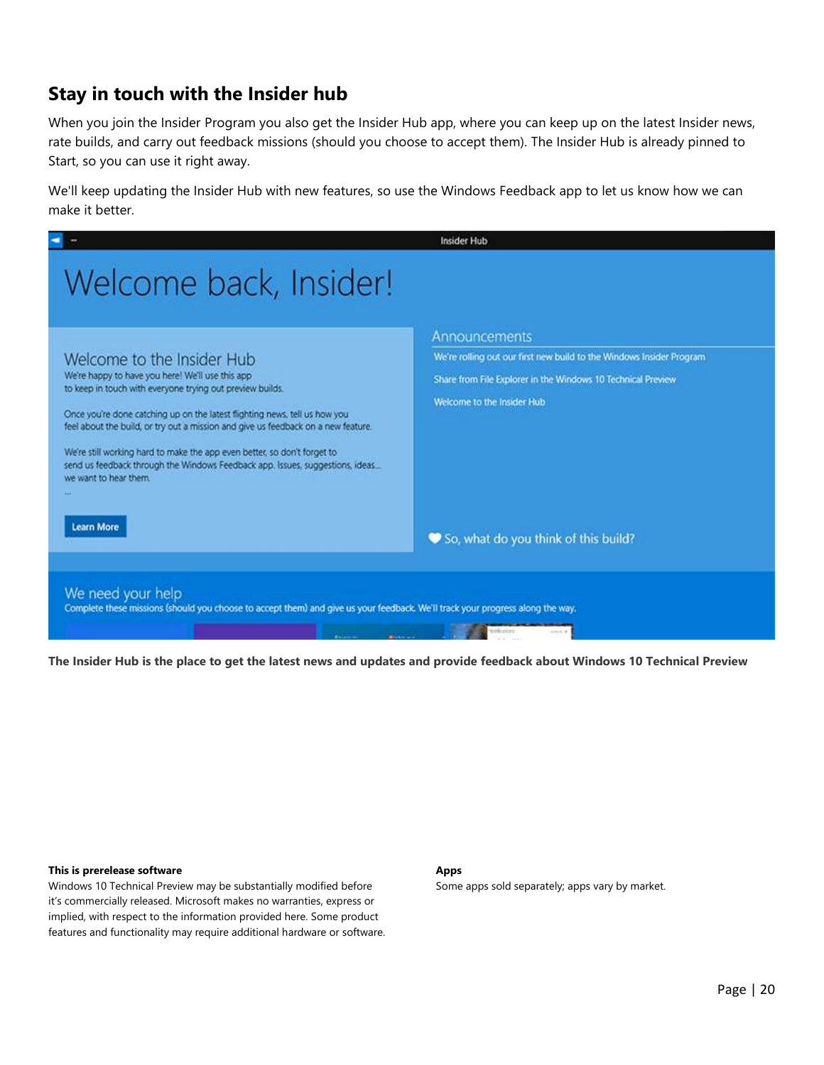## Stay in touch with the Insider hub

When you join the Insider Program you also get the Insider Hub app, where you can keep up on the latest Insider news, rate builds, and carry out feedback missions (should you choose to accept them). The Insider Hub is already pinned to Start, so you can use it right away.

We'll keep updating the Insider Hub with new features, so use the Windows Feedback app to let us know how we can make it better.

**The Insider Hub is the place to get the latest news and updates and provide feedback about Windows 10 Technical Preview**

**This is prerelease software**

Windows 10 Technical Preview may be substantially modified before it's commercially released. Microsoft makes no warranties, express or implied, with respect to the information provided here. Some product features and functionality may require additional hardware or software.

**Apps**

Some apps sold separately; apps vary by market.